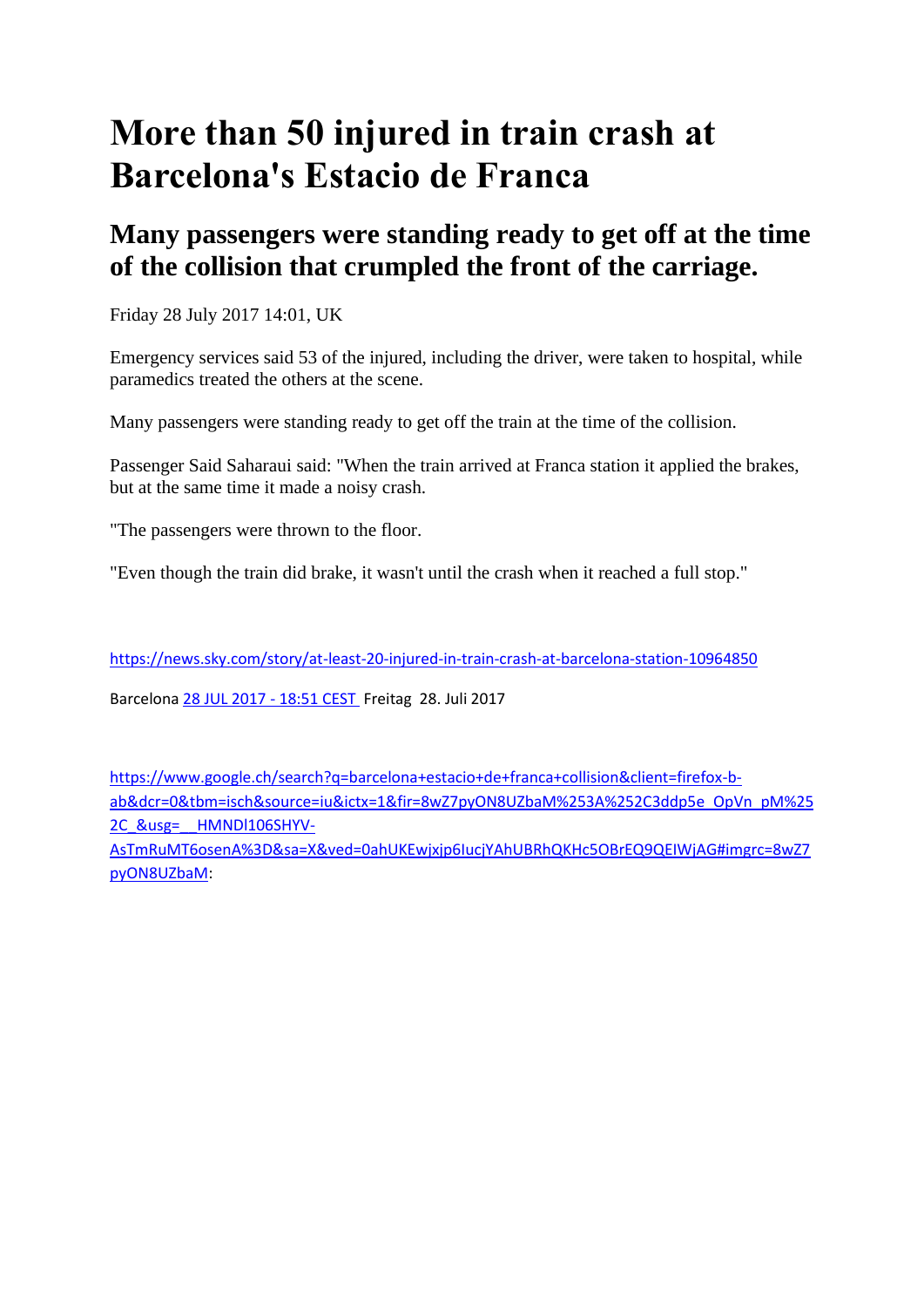# More than 50 injured in train crash at Barcelona's Estacio de Franca

## Many passengers were standing ready to get off at the time of the collision that crumpled the front of the carriage.

Friday 28 July 2017 14:01, UK

Emergency services said 53 of the injured, including the driver, were taken to hospital, while paramedics treated the others at the scene.

Many passengers were standing ready to get off the train at the time of the collision.

Passenger Said Saharaui said: "When the train arrived at Franca station it applied the brakes, but at the same time it made a noisy crash.

"The passengers were thrown to the floor.

"Even though the train did brake, it wasn't until the crash when it reached a full stop."

https://news.sky.com/story/at-least-20-injured-in-train-crash-at-barcelona-station-10964850

Barcelona 28 JUL 2017 - 18:51 CEST Freitag 28. Juli 2017

https://www.google.ch/search?q=barcelona+estacio+de+franca+collision&client=firefox-b-ab&dcr=0&tbm=isch&source=iu&ictx=1&fir=8wZ7pyON8UZbaM%253A%252C3ddp5e_OpVn_pM%252C_&usg=__HMNDl106SHYV-AsTmRuMT6osenA%3D&sa=X&ved=0ahUKEwjxjp6IucjYAhUBRhQKHc5OBrEQ9QEIWjAG#imgrc=8wZ7pyON8UZbaM: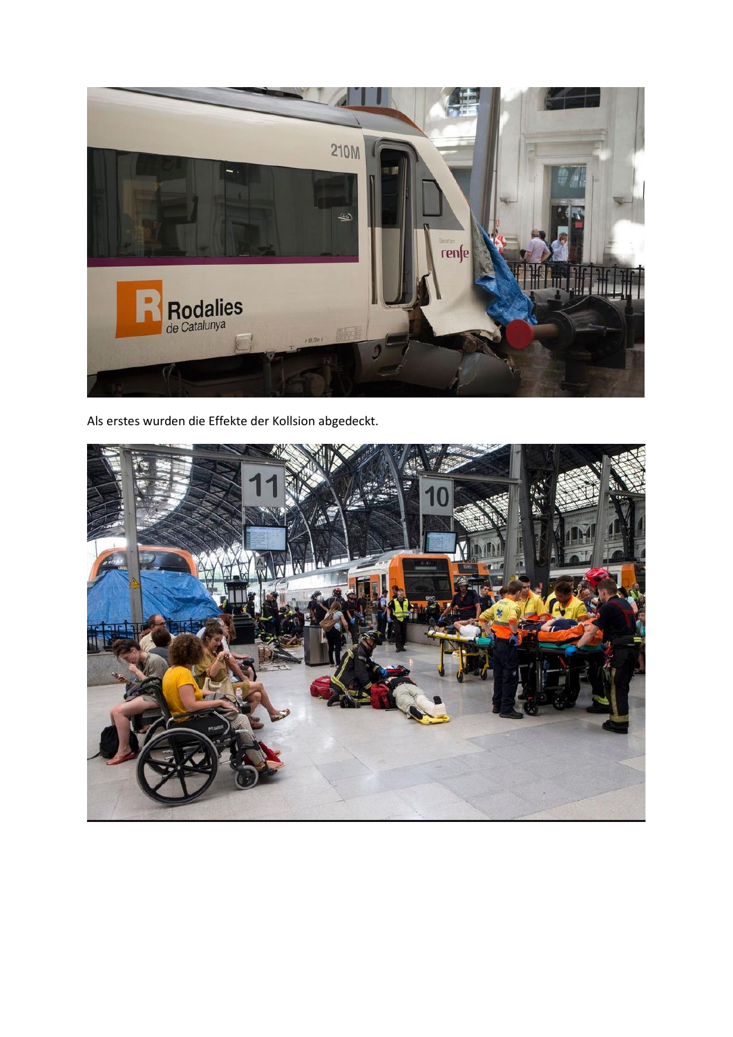Als erstes wurden die Effekte der Kollsion abgedeckt.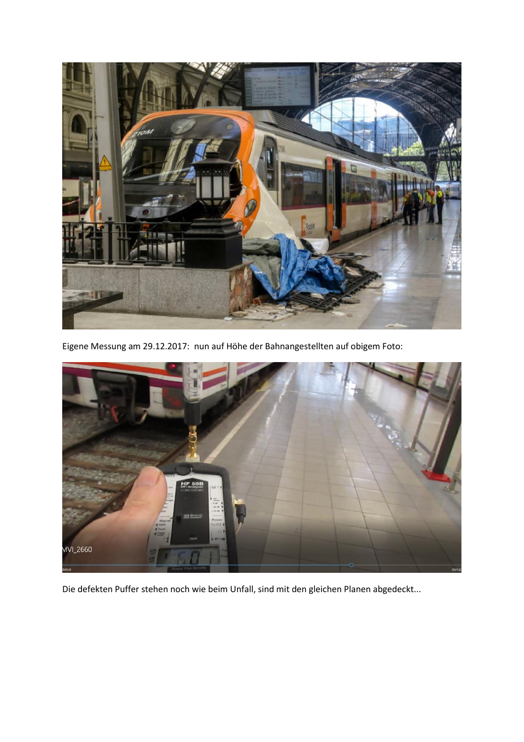Eigene Messung am 29.12.2017: nun auf Höhe der Bahnangestellten auf obigem Foto:

Die defekten Puffer stehen noch wie beim Unfall, sind mit den gleichen Planen abgedeckt...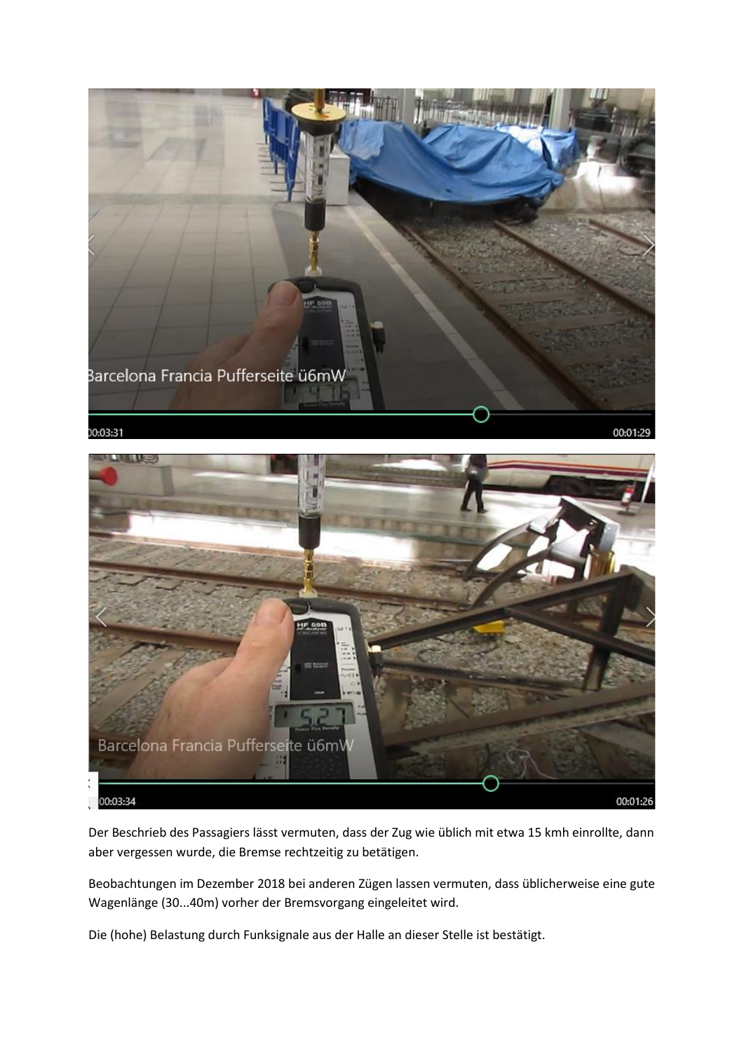Der Beschrieb des Passagiers lässt vermuten, dass der Zug wie üblich mit etwa 15 kmh einrollte, dann aber vergessen wurde, die Bremse rechtzeitig zu betätigen.

Beobachtungen im Dezember 2018 bei anderen Zügen lassen vermuten, dass üblicherweise eine gute Wagenlänge (30...40m) vorher der Bremsvorgang eingeleitet wird.

Die (hohe) Belastung durch Funksignale aus der Halle an dieser Stelle ist bestätigt.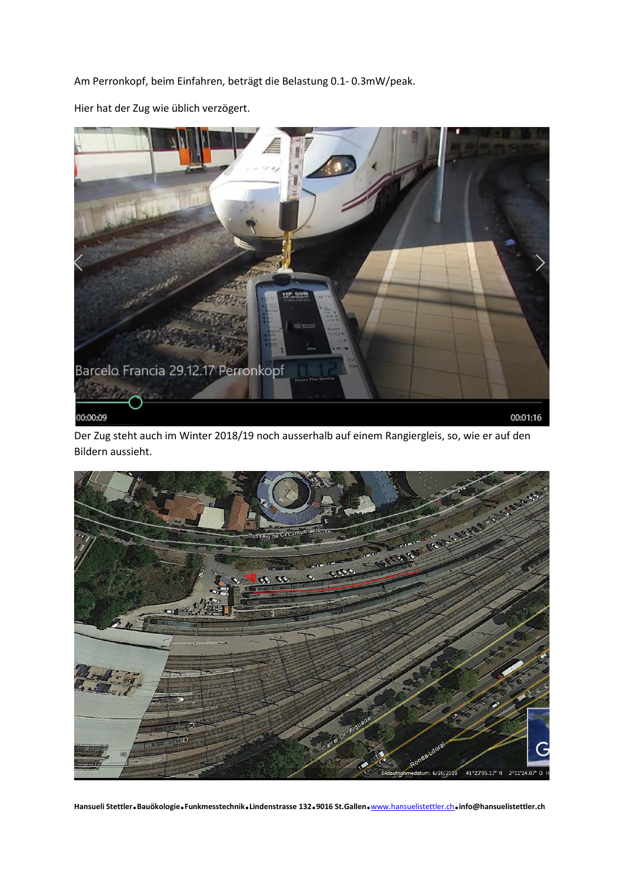Am Perronkopf, beim Einfahren, beträgt die Belastung 0.1- 0.3mW/peak.

Hier hat der Zug wie üblich verzögert.

Der Zug steht auch im Winter 2018/19 noch ausserhalb auf einem Rangiergleis, so, wie er auf den Bildern aussieht.